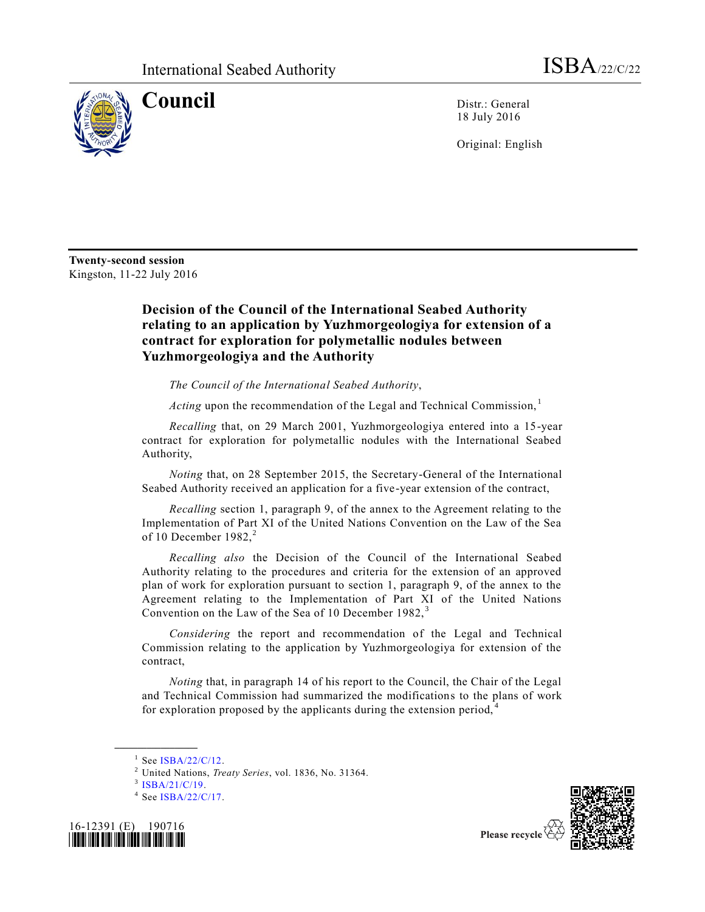International Seabed Authority

ISBA/22/C/22

# Council

Distr.: General
18 July 2016

Original: English

**Twenty-second session**
Kingston, 11-22 July 2016

## Decision of the Council of the International Seabed Authority relating to an application by Yuzhmorgeologiya for extension of a contract for exploration for polymetallic nodules between Yuzhmorgeologiya and the Authority

*The Council of the International Seabed Authority*,

*Acting* upon the recommendation of the Legal and Technical Commission,[1]

*Recalling* that, on 29 March 2001, Yuzhmorgeologiya entered into a 15-year contract for exploration for polymetallic nodules with the International Seabed Authority,

*Noting* that, on 28 September 2015, the Secretary-General of the International Seabed Authority received an application for a five-year extension of the contract,

*Recalling* section 1, paragraph 9, of the annex to the Agreement relating to the Implementation of Part XI of the United Nations Convention on the Law of the Sea of 10 December 1982,[2]

*Recalling also* the Decision of the Council of the International Seabed Authority relating to the procedures and criteria for the extension of an approved plan of work for exploration pursuant to section 1, paragraph 9, of the annex to the Agreement relating to the Implementation of Part XI of the United Nations Convention on the Law of the Sea of 10 December 1982,[3]

*Considering* the report and recommendation of the Legal and Technical Commission relating to the application by Yuzhmorgeologiya for extension of the contract,

*Noting* that, in paragraph 14 of his report to the Council, the Chair of the Legal and Technical Commission had summarized the modifications to the plans of work for exploration proposed by the applicants during the extension period,[4]

---

[1] See ISBA/22/C/12.

[2] United Nations, *Treaty Series*, vol. 1836, No. 31364.

[3] ISBA/21/C/19.

[4] See ISBA/22/C/17.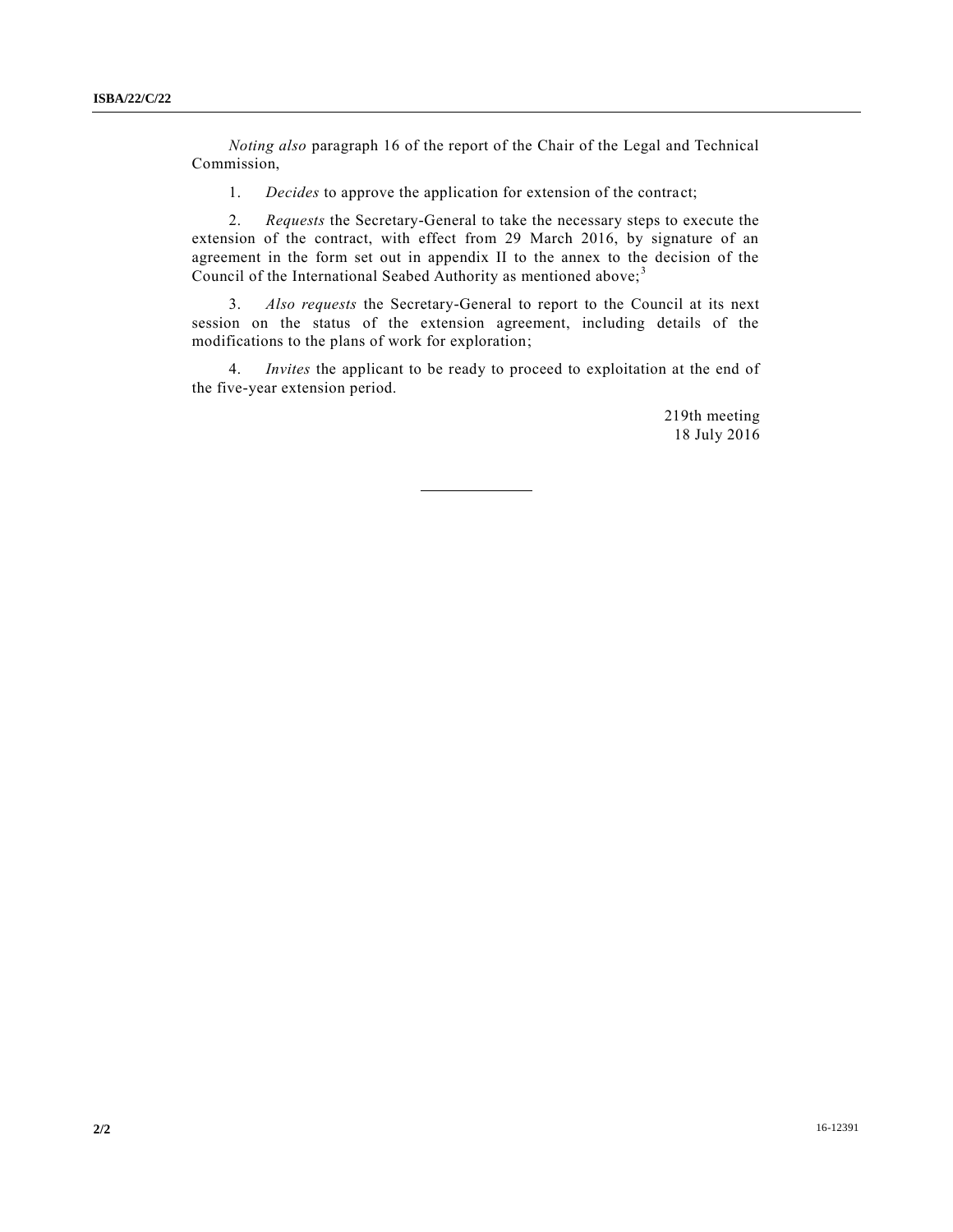*Noting also* paragraph 16 of the report of the Chair of the Legal and Technical Commission,

1. *Decides* to approve the application for extension of the contract;

2. *Requests* the Secretary-General to take the necessary steps to execute the extension of the contract, with effect from 29 March 2016, by signature of an agreement in the form set out in appendix II to the annex to the decision of the Council of the International Seabed Authority as mentioned above;[3]

3. *Also requests* the Secretary-General to report to the Council at its next session on the status of the extension agreement, including details of the modifications to the plans of work for exploration;

4. *Invites* the applicant to be ready to proceed to exploitation at the end of the five-year extension period.

219th meeting
18 July 2016